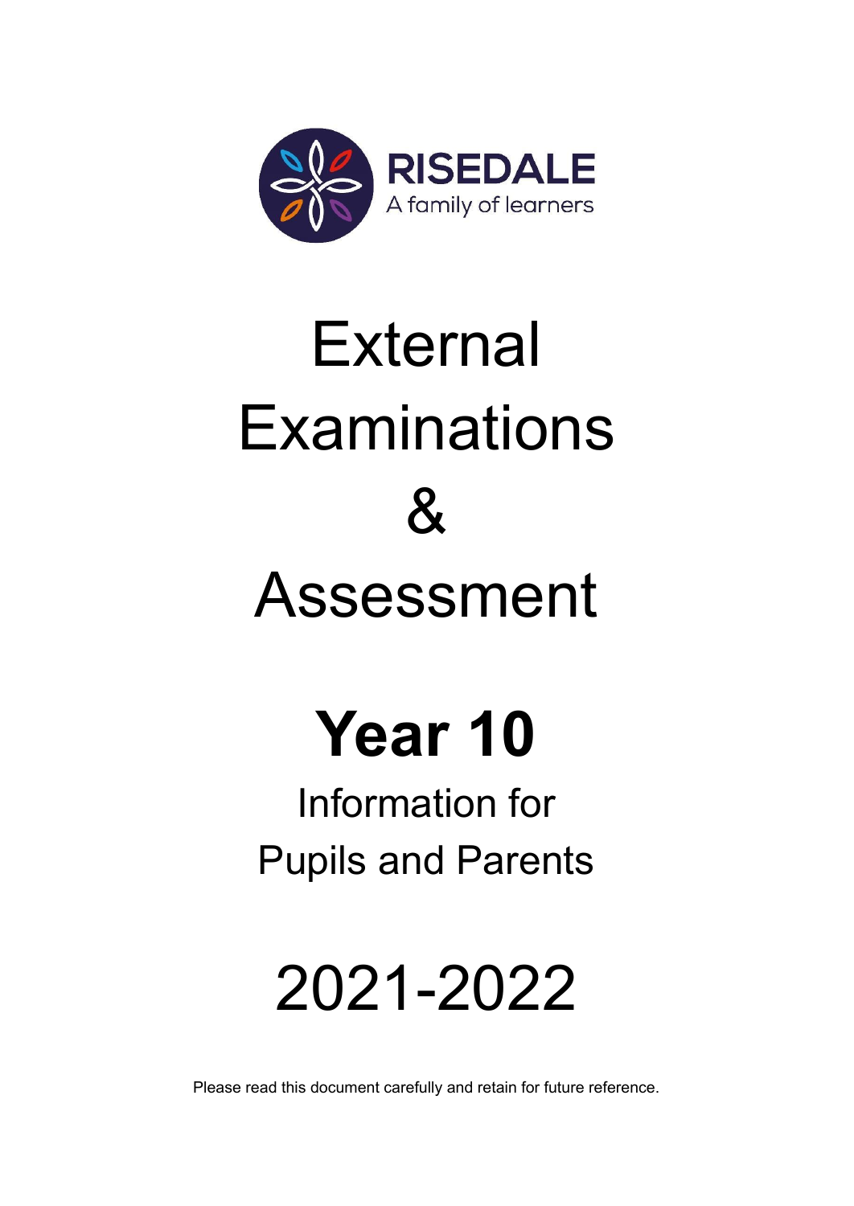RISEDALE

A family of learners

# External Examinations & Assessment

# Year 10

## Information for Pupils and Parents

# 2021-2022

Please read this document carefully and retain for future reference.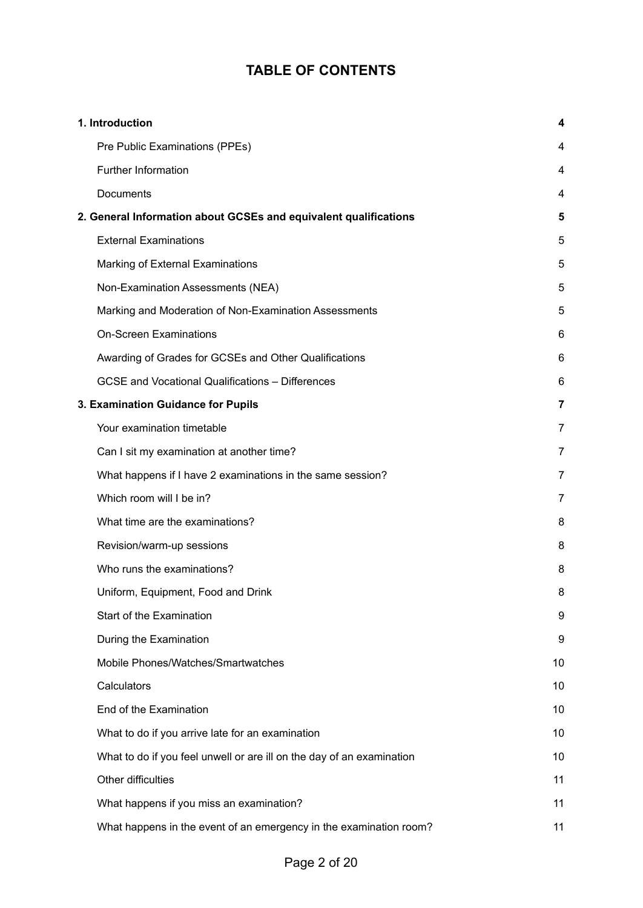# TABLE OF CONTENTS

| | |
|---|---|
| **1. Introduction** | **4** |
| Pre Public Examinations (PPEs) | 4 |
| Further Information | 4 |
| Documents | 4 |
| **2. General Information about GCSEs and equivalent qualifications** | **5** |
| External Examinations | 5 |
| Marking of External Examinations | 5 |
| Non-Examination Assessments (NEA) | 5 |
| Marking and Moderation of Non-Examination Assessments | 5 |
| On-Screen Examinations | 6 |
| Awarding of Grades for GCSEs and Other Qualifications | 6 |
| GCSE and Vocational Qualifications – Differences | 6 |
| **3. Examination Guidance for Pupils** | **7** |
| Your examination timetable | 7 |
| Can I sit my examination at another time? | 7 |
| What happens if I have 2 examinations in the same session? | 7 |
| Which room will I be in? | 7 |
| What time are the examinations? | 8 |
| Revision/warm-up sessions | 8 |
| Who runs the examinations? | 8 |
| Uniform, Equipment, Food and Drink | 8 |
| Start of the Examination | 9 |
| During the Examination | 9 |
| Mobile Phones/Watches/Smartwatches | 10 |
| Calculators | 10 |
| End of the Examination | 10 |
| What to do if you arrive late for an examination | 10 |
| What to do if you feel unwell or are ill on the day of an examination | 10 |
| Other difficulties | 11 |
| What happens if you miss an examination? | 11 |
| What happens in the event of an emergency in the examination room? | 11 |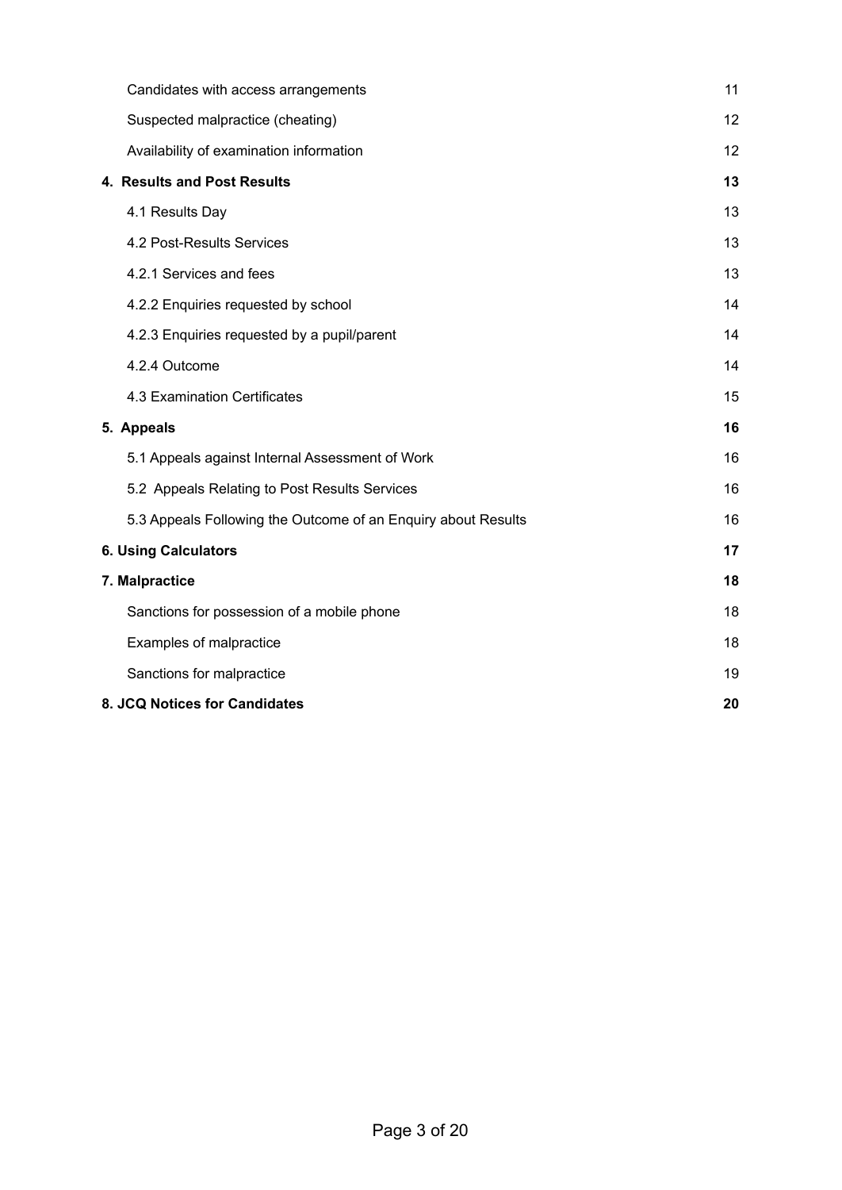| | |
|---|---|
| Candidates with access arrangements | 11 |
| Suspected malpractice (cheating) | 12 |
| Availability of examination information | 12 |
| **4. Results and Post Results** | **13** |
| 4.1 Results Day | 13 |
| 4.2 Post-Results Services | 13 |
| 4.2.1 Services and fees | 13 |
| 4.2.2 Enquiries requested by school | 14 |
| 4.2.3 Enquiries requested by a pupil/parent | 14 |
| 4.2.4 Outcome | 14 |
| 4.3 Examination Certificates | 15 |
| **5. Appeals** | **16** |
| 5.1 Appeals against Internal Assessment of Work | 16 |
| 5.2 Appeals Relating to Post Results Services | 16 |
| 5.3 Appeals Following the Outcome of an Enquiry about Results | 16 |
| **6. Using Calculators** | **17** |
| **7. Malpractice** | **18** |
| Sanctions for possession of a mobile phone | 18 |
| Examples of malpractice | 18 |
| Sanctions for malpractice | 19 |
| **8. JCQ Notices for Candidates** | **20** |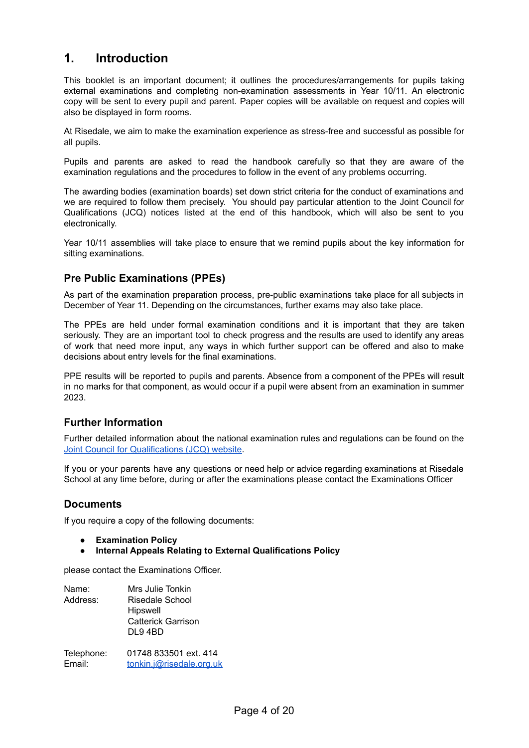## 1. Introduction

This booklet is an important document; it outlines the procedures/arrangements for pupils taking external examinations and completing non-examination assessments in Year 10/11. An electronic copy will be sent to every pupil and parent. Paper copies will be available on request and copies will also be displayed in form rooms.

At Risedale, we aim to make the examination experience as stress-free and successful as possible for all pupils.

Pupils and parents are asked to read the handbook carefully so that they are aware of the examination regulations and the procedures to follow in the event of any problems occurring.

The awarding bodies (examination boards) set down strict criteria for the conduct of examinations and we are required to follow them precisely. You should pay particular attention to the Joint Council for Qualifications (JCQ) notices listed at the end of this handbook, which will also be sent to you electronically.

Year 10/11 assemblies will take place to ensure that we remind pupils about the key information for sitting examinations.

### Pre Public Examinations (PPEs)

As part of the examination preparation process, pre-public examinations take place for all subjects in December of Year 11. Depending on the circumstances, further exams may also take place.

The PPEs are held under formal examination conditions and it is important that they are taken seriously. They are an important tool to check progress and the results are used to identify any areas of work that need more input, any ways in which further support can be offered and also to make decisions about entry levels for the final examinations.

PPE results will be reported to pupils and parents. Absence from a component of the PPEs will result in no marks for that component, as would occur if a pupil were absent from an examination in summer 2023.

### Further Information

Further detailed information about the national examination rules and regulations can be found on the Joint Council for Qualifications (JCQ) website.

If you or your parents have any questions or need help or advice regarding examinations at Risedale School at any time before, during or after the examinations please contact the Examinations Officer

### Documents

If you require a copy of the following documents:

- **Examination Policy**
- **Internal Appeals Relating to External Qualifications Policy**

please contact the Examinations Officer.

Name: Mrs Julie Tonkin
Address: Risedale School
Hipswell
Catterick Garrison
DL9 4BD

Telephone: 01748 833501 ext. 414
Email: tonkin.j@risedale.org.uk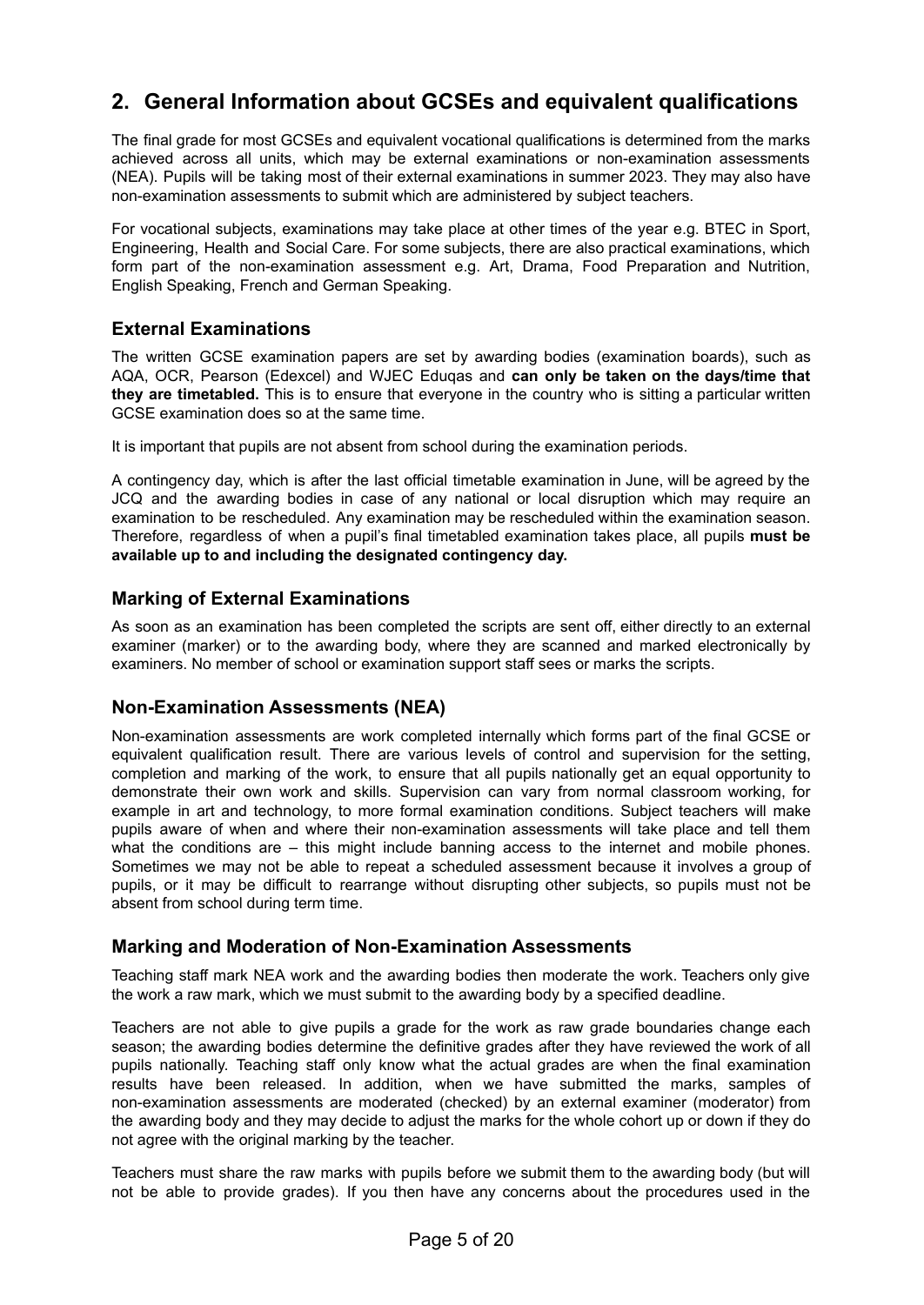## 2. General Information about GCSEs and equivalent qualifications

The final grade for most GCSEs and equivalent vocational qualifications is determined from the marks achieved across all units, which may be external examinations or non-examination assessments (NEA). Pupils will be taking most of their external examinations in summer 2023. They may also have non-examination assessments to submit which are administered by subject teachers.

For vocational subjects, examinations may take place at other times of the year e.g. BTEC in Sport, Engineering, Health and Social Care. For some subjects, there are also practical examinations, which form part of the non-examination assessment e.g. Art, Drama, Food Preparation and Nutrition, English Speaking, French and German Speaking.

### External Examinations

The written GCSE examination papers are set by awarding bodies (examination boards), such as AQA, OCR, Pearson (Edexcel) and WJEC Eduqas and **can only be taken on the days/time that they are timetabled.** This is to ensure that everyone in the country who is sitting a particular written GCSE examination does so at the same time.

It is important that pupils are not absent from school during the examination periods.

A contingency day, which is after the last official timetable examination in June, will be agreed by the JCQ and the awarding bodies in case of any national or local disruption which may require an examination to be rescheduled. Any examination may be rescheduled within the examination season. Therefore, regardless of when a pupil's final timetabled examination takes place, all pupils **must be available up to and including the designated contingency day.**

### Marking of External Examinations

As soon as an examination has been completed the scripts are sent off, either directly to an external examiner (marker) or to the awarding body, where they are scanned and marked electronically by examiners. No member of school or examination support staff sees or marks the scripts.

### Non-Examination Assessments (NEA)

Non-examination assessments are work completed internally which forms part of the final GCSE or equivalent qualification result. There are various levels of control and supervision for the setting, completion and marking of the work, to ensure that all pupils nationally get an equal opportunity to demonstrate their own work and skills. Supervision can vary from normal classroom working, for example in art and technology, to more formal examination conditions. Subject teachers will make pupils aware of when and where their non-examination assessments will take place and tell them what the conditions are – this might include banning access to the internet and mobile phones. Sometimes we may not be able to repeat a scheduled assessment because it involves a group of pupils, or it may be difficult to rearrange without disrupting other subjects, so pupils must not be absent from school during term time.

### Marking and Moderation of Non-Examination Assessments

Teaching staff mark NEA work and the awarding bodies then moderate the work. Teachers only give the work a raw mark, which we must submit to the awarding body by a specified deadline.

Teachers are not able to give pupils a grade for the work as raw grade boundaries change each season; the awarding bodies determine the definitive grades after they have reviewed the work of all pupils nationally. Teaching staff only know what the actual grades are when the final examination results have been released. In addition, when we have submitted the marks, samples of non-examination assessments are moderated (checked) by an external examiner (moderator) from the awarding body and they may decide to adjust the marks for the whole cohort up or down if they do not agree with the original marking by the teacher.

Teachers must share the raw marks with pupils before we submit them to the awarding body (but will not be able to provide grades). If you then have any concerns about the procedures used in the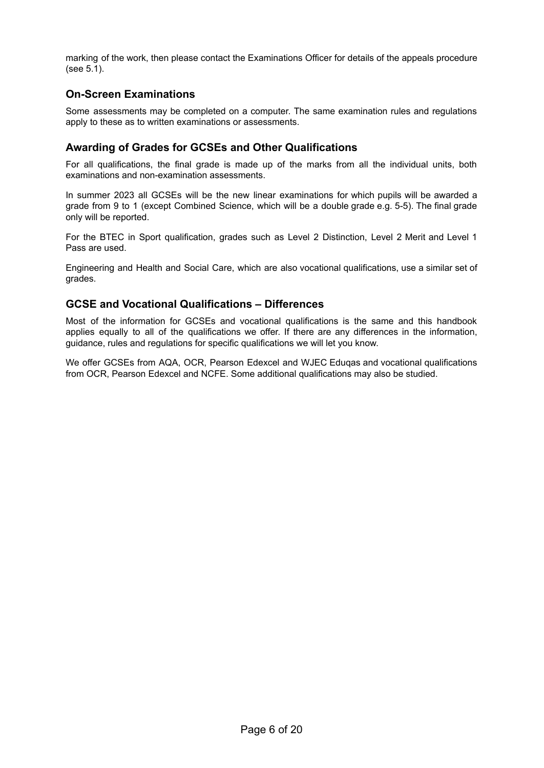marking of the work, then please contact the Examinations Officer for details of the appeals procedure (see 5.1).

## On-Screen Examinations

Some assessments may be completed on a computer. The same examination rules and regulations apply to these as to written examinations or assessments.

## Awarding of Grades for GCSEs and Other Qualifications

For all qualifications, the final grade is made up of the marks from all the individual units, both examinations and non-examination assessments.

In summer 2023 all GCSEs will be the new linear examinations for which pupils will be awarded a grade from 9 to 1 (except Combined Science, which will be a double grade e.g. 5-5). The final grade only will be reported.

For the BTEC in Sport qualification, grades such as Level 2 Distinction, Level 2 Merit and Level 1 Pass are used.

Engineering and Health and Social Care, which are also vocational qualifications, use a similar set of grades.

## GCSE and Vocational Qualifications – Differences

Most of the information for GCSEs and vocational qualifications is the same and this handbook applies equally to all of the qualifications we offer. If there are any differences in the information, guidance, rules and regulations for specific qualifications we will let you know.

We offer GCSEs from AQA, OCR, Pearson Edexcel and WJEC Eduqas and vocational qualifications from OCR, Pearson Edexcel and NCFE. Some additional qualifications may also be studied.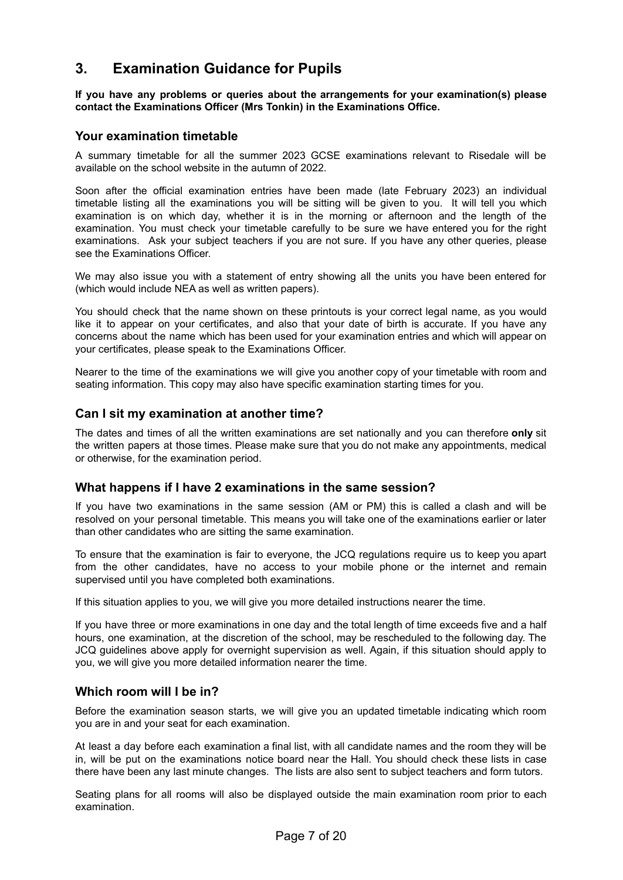## 3. Examination Guidance for Pupils

**If you have any problems or queries about the arrangements for your examination(s) please contact the Examinations Officer (Mrs Tonkin) in the Examinations Office.**

### Your examination timetable

A summary timetable for all the summer 2023 GCSE examinations relevant to Risedale will be available on the school website in the autumn of 2022.

Soon after the official examination entries have been made (late February 2023) an individual timetable listing all the examinations you will be sitting will be given to you. It will tell you which examination is on which day, whether it is in the morning or afternoon and the length of the examination. You must check your timetable carefully to be sure we have entered you for the right examinations. Ask your subject teachers if you are not sure. If you have any other queries, please see the Examinations Officer.

We may also issue you with a statement of entry showing all the units you have been entered for (which would include NEA as well as written papers).

You should check that the name shown on these printouts is your correct legal name, as you would like it to appear on your certificates, and also that your date of birth is accurate. If you have any concerns about the name which has been used for your examination entries and which will appear on your certificates, please speak to the Examinations Officer.

Nearer to the time of the examinations we will give you another copy of your timetable with room and seating information. This copy may also have specific examination starting times for you.

### Can I sit my examination at another time?

The dates and times of all the written examinations are set nationally and you can therefore **only** sit the written papers at those times. Please make sure that you do not make any appointments, medical or otherwise, for the examination period.

### What happens if I have 2 examinations in the same session?

If you have two examinations in the same session (AM or PM) this is called a clash and will be resolved on your personal timetable. This means you will take one of the examinations earlier or later than other candidates who are sitting the same examination.

To ensure that the examination is fair to everyone, the JCQ regulations require us to keep you apart from the other candidates, have no access to your mobile phone or the internet and remain supervised until you have completed both examinations.

If this situation applies to you, we will give you more detailed instructions nearer the time.

If you have three or more examinations in one day and the total length of time exceeds five and a half hours, one examination, at the discretion of the school, may be rescheduled to the following day. The JCQ guidelines above apply for overnight supervision as well. Again, if this situation should apply to you, we will give you more detailed information nearer the time.

### Which room will I be in?

Before the examination season starts, we will give you an updated timetable indicating which room you are in and your seat for each examination.

At least a day before each examination a final list, with all candidate names and the room they will be in, will be put on the examinations notice board near the Hall. You should check these lists in case there have been any last minute changes. The lists are also sent to subject teachers and form tutors.

Seating plans for all rooms will also be displayed outside the main examination room prior to each examination.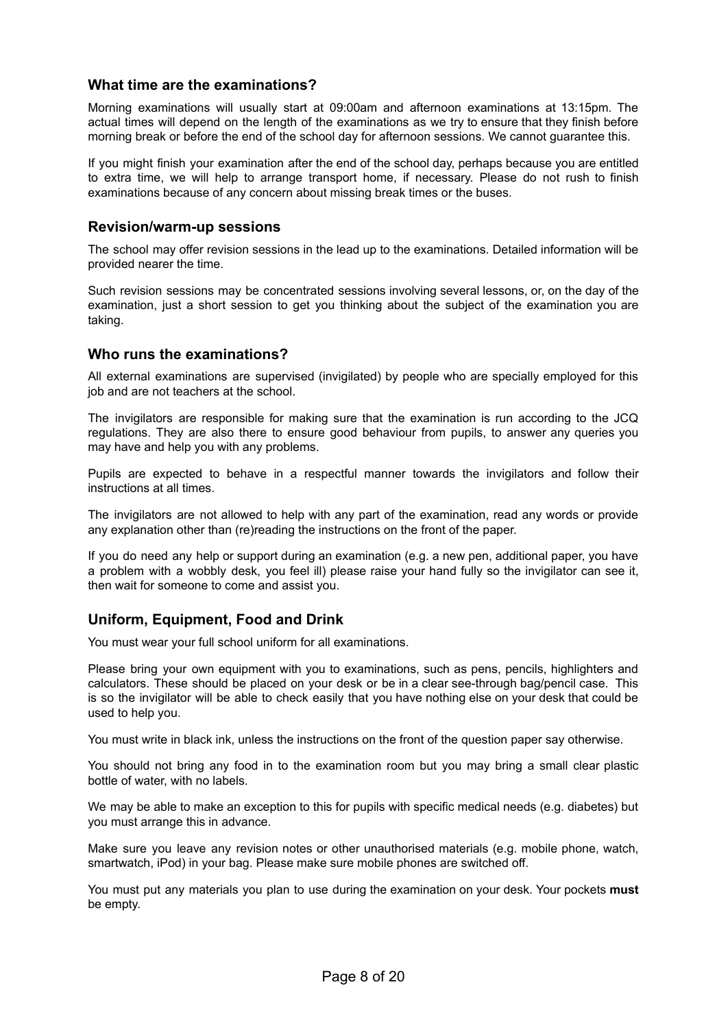### What time are the examinations?

Morning examinations will usually start at 09:00am and afternoon examinations at 13:15pm. The actual times will depend on the length of the examinations as we try to ensure that they finish before morning break or before the end of the school day for afternoon sessions. We cannot guarantee this.

If you might finish your examination after the end of the school day, perhaps because you are entitled to extra time, we will help to arrange transport home, if necessary. Please do not rush to finish examinations because of any concern about missing break times or the buses.

### Revision/warm-up sessions

The school may offer revision sessions in the lead up to the examinations. Detailed information will be provided nearer the time.

Such revision sessions may be concentrated sessions involving several lessons, or, on the day of the examination, just a short session to get you thinking about the subject of the examination you are taking.

### Who runs the examinations?

All external examinations are supervised (invigilated) by people who are specially employed for this job and are not teachers at the school.

The invigilators are responsible for making sure that the examination is run according to the JCQ regulations. They are also there to ensure good behaviour from pupils, to answer any queries you may have and help you with any problems.

Pupils are expected to behave in a respectful manner towards the invigilators and follow their instructions at all times.

The invigilators are not allowed to help with any part of the examination, read any words or provide any explanation other than (re)reading the instructions on the front of the paper.

If you do need any help or support during an examination (e.g. a new pen, additional paper, you have a problem with a wobbly desk, you feel ill) please raise your hand fully so the invigilator can see it, then wait for someone to come and assist you.

### Uniform, Equipment, Food and Drink

You must wear your full school uniform for all examinations.

Please bring your own equipment with you to examinations, such as pens, pencils, highlighters and calculators. These should be placed on your desk or be in a clear see-through bag/pencil case. This is so the invigilator will be able to check easily that you have nothing else on your desk that could be used to help you.

You must write in black ink, unless the instructions on the front of the question paper say otherwise.

You should not bring any food in to the examination room but you may bring a small clear plastic bottle of water, with no labels.

We may be able to make an exception to this for pupils with specific medical needs (e.g. diabetes) but you must arrange this in advance.

Make sure you leave any revision notes or other unauthorised materials (e.g. mobile phone, watch, smartwatch, iPod) in your bag. Please make sure mobile phones are switched off.

You must put any materials you plan to use during the examination on your desk. Your pockets **must** be empty.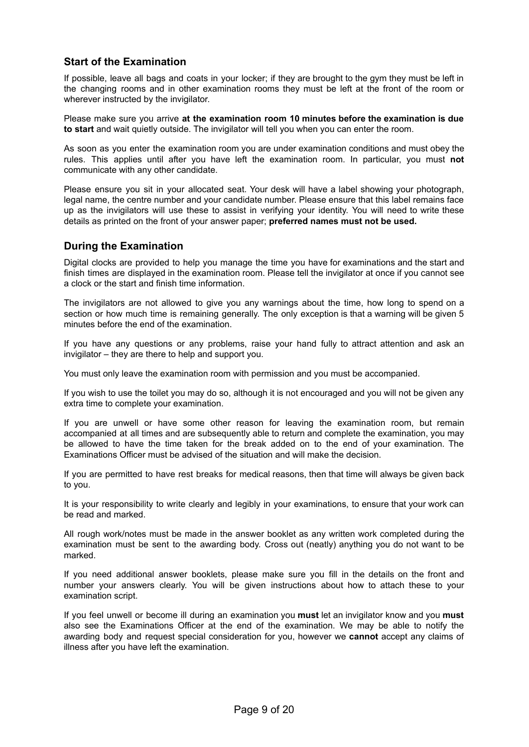## Start of the Examination

If possible, leave all bags and coats in your locker; if they are brought to the gym they must be left in the changing rooms and in other examination rooms they must be left at the front of the room or wherever instructed by the invigilator.

Please make sure you arrive **at the examination room 10 minutes before the examination is due to start** and wait quietly outside. The invigilator will tell you when you can enter the room.

As soon as you enter the examination room you are under examination conditions and must obey the rules. This applies until after you have left the examination room. In particular, you must **not** communicate with any other candidate.

Please ensure you sit in your allocated seat. Your desk will have a label showing your photograph, legal name, the centre number and your candidate number. Please ensure that this label remains face up as the invigilators will use these to assist in verifying your identity. You will need to write these details as printed on the front of your answer paper; **preferred names must not be used.**

## During the Examination

Digital clocks are provided to help you manage the time you have for examinations and the start and finish times are displayed in the examination room. Please tell the invigilator at once if you cannot see a clock or the start and finish time information.

The invigilators are not allowed to give you any warnings about the time, how long to spend on a section or how much time is remaining generally. The only exception is that a warning will be given 5 minutes before the end of the examination.

If you have any questions or any problems, raise your hand fully to attract attention and ask an invigilator – they are there to help and support you.

You must only leave the examination room with permission and you must be accompanied.

If you wish to use the toilet you may do so, although it is not encouraged and you will not be given any extra time to complete your examination.

If you are unwell or have some other reason for leaving the examination room, but remain accompanied at all times and are subsequently able to return and complete the examination, you may be allowed to have the time taken for the break added on to the end of your examination. The Examinations Officer must be advised of the situation and will make the decision.

If you are permitted to have rest breaks for medical reasons, then that time will always be given back to you.

It is your responsibility to write clearly and legibly in your examinations, to ensure that your work can be read and marked.

All rough work/notes must be made in the answer booklet as any written work completed during the examination must be sent to the awarding body. Cross out (neatly) anything you do not want to be marked.

If you need additional answer booklets, please make sure you fill in the details on the front and number your answers clearly. You will be given instructions about how to attach these to your examination script.

If you feel unwell or become ill during an examination you **must** let an invigilator know and you **must** also see the Examinations Officer at the end of the examination. We may be able to notify the awarding body and request special consideration for you, however we **cannot** accept any claims of illness after you have left the examination.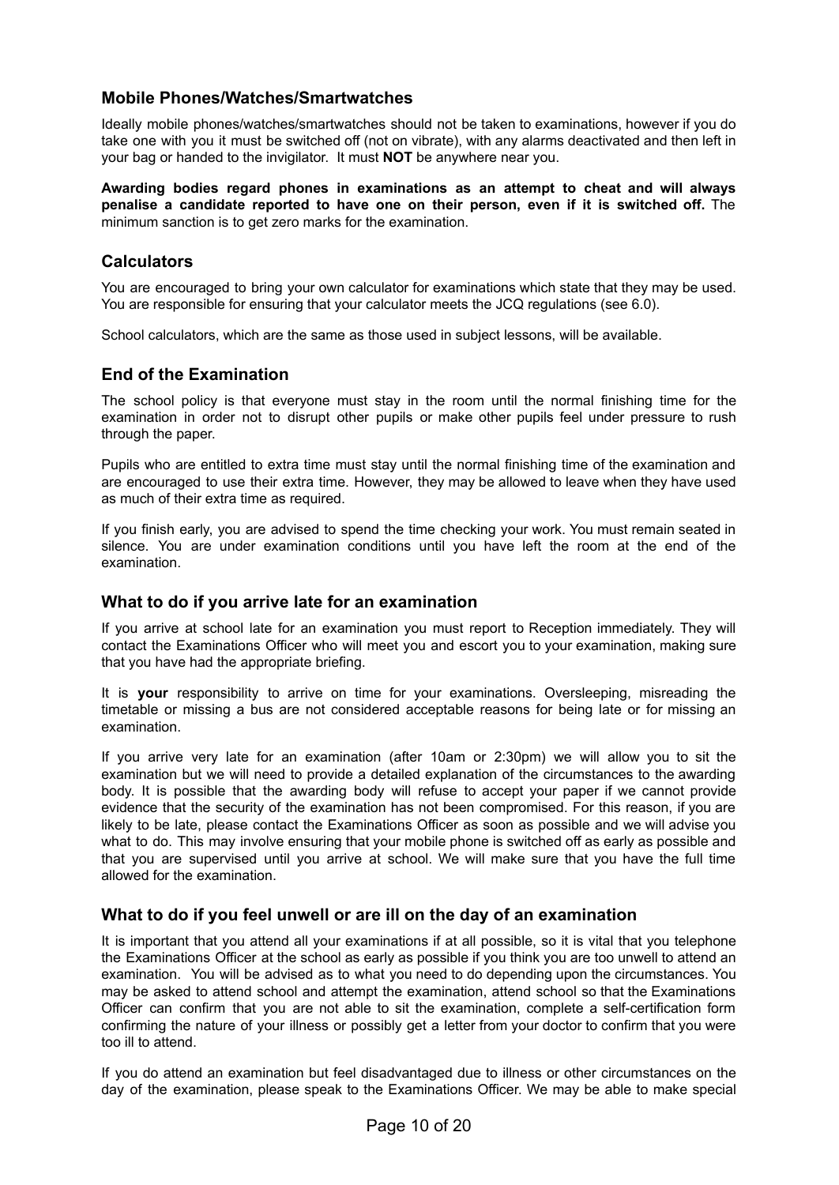### Mobile Phones/Watches/Smartwatches

Ideally mobile phones/watches/smartwatches should not be taken to examinations, however if you do take one with you it must be switched off (not on vibrate), with any alarms deactivated and then left in your bag or handed to the invigilator. It must **NOT** be anywhere near you.

**Awarding bodies regard phones in examinations as an attempt to cheat and will always penalise a candidate reported to have one on their person, even if it is switched off.** The minimum sanction is to get zero marks for the examination.

### Calculators

You are encouraged to bring your own calculator for examinations which state that they may be used. You are responsible for ensuring that your calculator meets the JCQ regulations (see 6.0).

School calculators, which are the same as those used in subject lessons, will be available.

### End of the Examination

The school policy is that everyone must stay in the room until the normal finishing time for the examination in order not to disrupt other pupils or make other pupils feel under pressure to rush through the paper.

Pupils who are entitled to extra time must stay until the normal finishing time of the examination and are encouraged to use their extra time. However, they may be allowed to leave when they have used as much of their extra time as required.

If you finish early, you are advised to spend the time checking your work. You must remain seated in silence. You are under examination conditions until you have left the room at the end of the examination.

### What to do if you arrive late for an examination

If you arrive at school late for an examination you must report to Reception immediately. They will contact the Examinations Officer who will meet you and escort you to your examination, making sure that you have had the appropriate briefing.

It is **your** responsibility to arrive on time for your examinations. Oversleeping, misreading the timetable or missing a bus are not considered acceptable reasons for being late or for missing an examination.

If you arrive very late for an examination (after 10am or 2:30pm) we will allow you to sit the examination but we will need to provide a detailed explanation of the circumstances to the awarding body. It is possible that the awarding body will refuse to accept your paper if we cannot provide evidence that the security of the examination has not been compromised. For this reason, if you are likely to be late, please contact the Examinations Officer as soon as possible and we will advise you what to do. This may involve ensuring that your mobile phone is switched off as early as possible and that you are supervised until you arrive at school. We will make sure that you have the full time allowed for the examination.

### What to do if you feel unwell or are ill on the day of an examination

It is important that you attend all your examinations if at all possible, so it is vital that you telephone the Examinations Officer at the school as early as possible if you think you are too unwell to attend an examination. You will be advised as to what you need to do depending upon the circumstances. You may be asked to attend school and attempt the examination, attend school so that the Examinations Officer can confirm that you are not able to sit the examination, complete a self-certification form confirming the nature of your illness or possibly get a letter from your doctor to confirm that you were too ill to attend.

If you do attend an examination but feel disadvantaged due to illness or other circumstances on the day of the examination, please speak to the Examinations Officer. We may be able to make special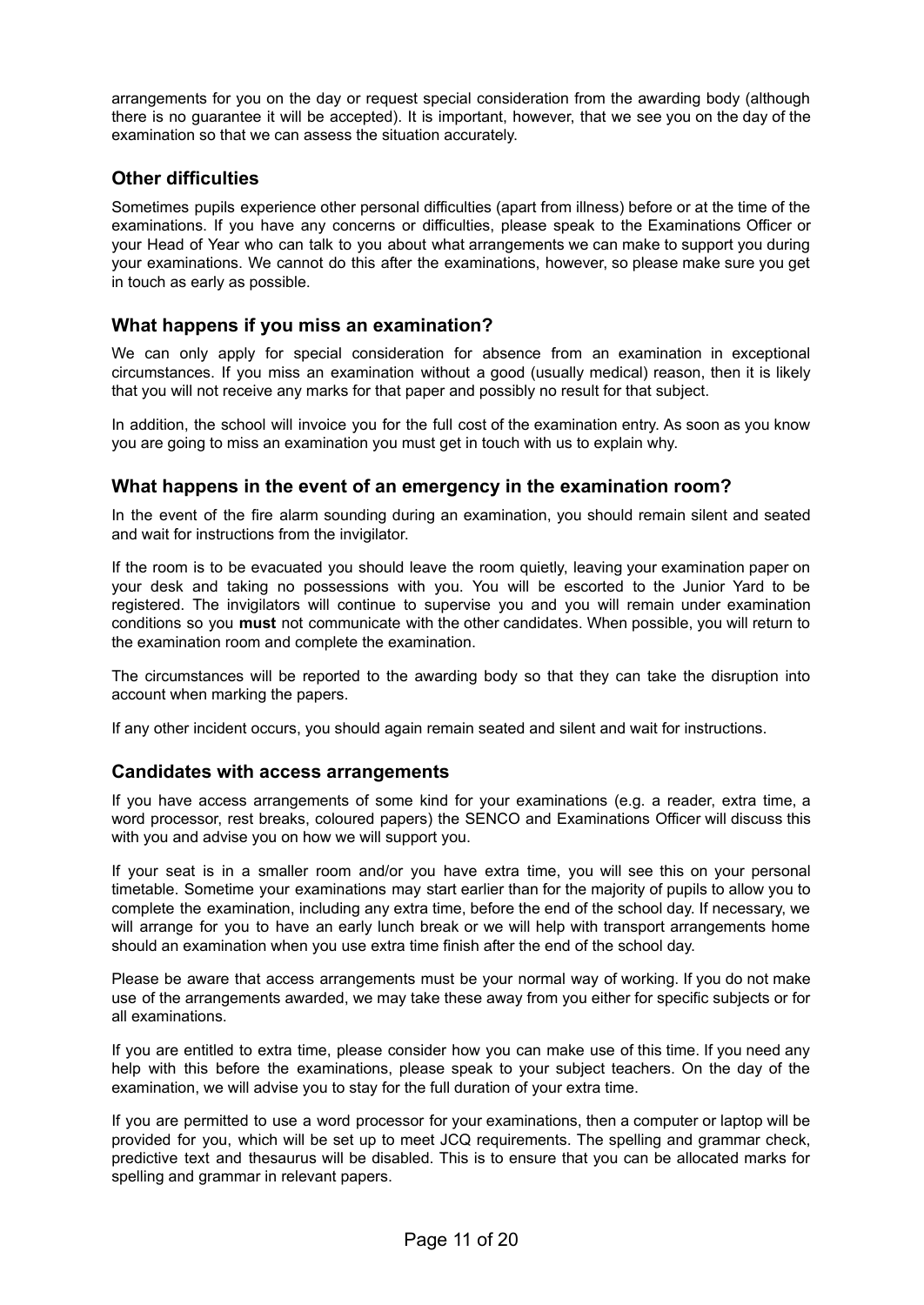arrangements for you on the day or request special consideration from the awarding body (although there is no guarantee it will be accepted). It is important, however, that we see you on the day of the examination so that we can assess the situation accurately.

## Other difficulties

Sometimes pupils experience other personal difficulties (apart from illness) before or at the time of the examinations. If you have any concerns or difficulties, please speak to the Examinations Officer or your Head of Year who can talk to you about what arrangements we can make to support you during your examinations. We cannot do this after the examinations, however, so please make sure you get in touch as early as possible.

## What happens if you miss an examination?

We can only apply for special consideration for absence from an examination in exceptional circumstances. If you miss an examination without a good (usually medical) reason, then it is likely that you will not receive any marks for that paper and possibly no result for that subject.

In addition, the school will invoice you for the full cost of the examination entry. As soon as you know you are going to miss an examination you must get in touch with us to explain why.

## What happens in the event of an emergency in the examination room?

In the event of the fire alarm sounding during an examination, you should remain silent and seated and wait for instructions from the invigilator.

If the room is to be evacuated you should leave the room quietly, leaving your examination paper on your desk and taking no possessions with you. You will be escorted to the Junior Yard to be registered. The invigilators will continue to supervise you and you will remain under examination conditions so you **must** not communicate with the other candidates. When possible, you will return to the examination room and complete the examination.

The circumstances will be reported to the awarding body so that they can take the disruption into account when marking the papers.

If any other incident occurs, you should again remain seated and silent and wait for instructions.

## Candidates with access arrangements

If you have access arrangements of some kind for your examinations (e.g. a reader, extra time, a word processor, rest breaks, coloured papers) the SENCO and Examinations Officer will discuss this with you and advise you on how we will support you.

If your seat is in a smaller room and/or you have extra time, you will see this on your personal timetable. Sometime your examinations may start earlier than for the majority of pupils to allow you to complete the examination, including any extra time, before the end of the school day. If necessary, we will arrange for you to have an early lunch break or we will help with transport arrangements home should an examination when you use extra time finish after the end of the school day.

Please be aware that access arrangements must be your normal way of working. If you do not make use of the arrangements awarded, we may take these away from you either for specific subjects or for all examinations.

If you are entitled to extra time, please consider how you can make use of this time. If you need any help with this before the examinations, please speak to your subject teachers. On the day of the examination, we will advise you to stay for the full duration of your extra time.

If you are permitted to use a word processor for your examinations, then a computer or laptop will be provided for you, which will be set up to meet JCQ requirements. The spelling and grammar check, predictive text and thesaurus will be disabled. This is to ensure that you can be allocated marks for spelling and grammar in relevant papers.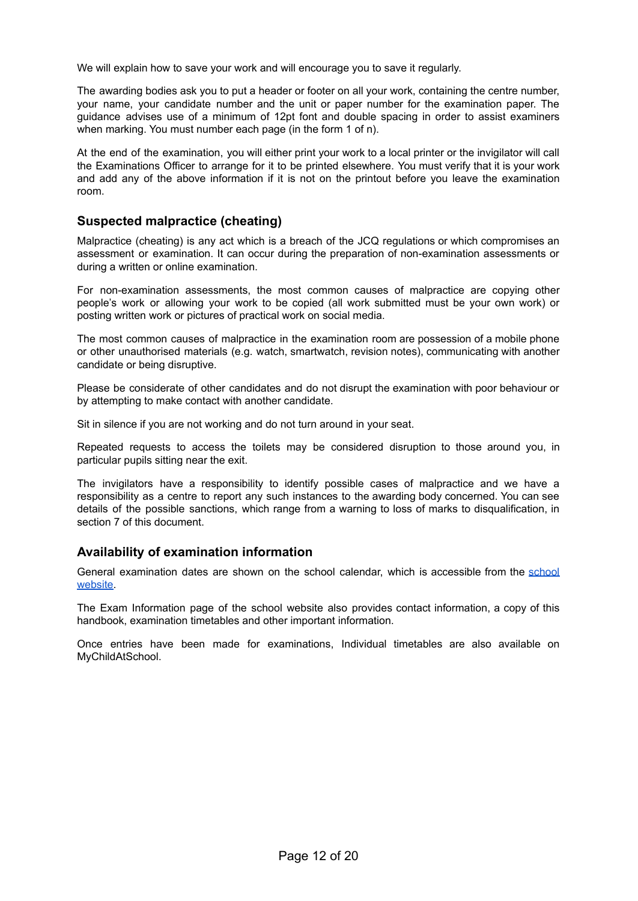We will explain how to save your work and will encourage you to save it regularly.

The awarding bodies ask you to put a header or footer on all your work, containing the centre number, your name, your candidate number and the unit or paper number for the examination paper. The guidance advises use of a minimum of 12pt font and double spacing in order to assist examiners when marking. You must number each page (in the form 1 of n).

At the end of the examination, you will either print your work to a local printer or the invigilator will call the Examinations Officer to arrange for it to be printed elsewhere. You must verify that it is your work and add any of the above information if it is not on the printout before you leave the examination room.

## Suspected malpractice (cheating)

Malpractice (cheating) is any act which is a breach of the JCQ regulations or which compromises an assessment or examination. It can occur during the preparation of non-examination assessments or during a written or online examination.

For non-examination assessments, the most common causes of malpractice are copying other people's work or allowing your work to be copied (all work submitted must be your own work) or posting written work or pictures of practical work on social media.

The most common causes of malpractice in the examination room are possession of a mobile phone or other unauthorised materials (e.g. watch, smartwatch, revision notes), communicating with another candidate or being disruptive.

Please be considerate of other candidates and do not disrupt the examination with poor behaviour or by attempting to make contact with another candidate.

Sit in silence if you are not working and do not turn around in your seat.

Repeated requests to access the toilets may be considered disruption to those around you, in particular pupils sitting near the exit.

The invigilators have a responsibility to identify possible cases of malpractice and we have a responsibility as a centre to report any such instances to the awarding body concerned. You can see details of the possible sanctions, which range from a warning to loss of marks to disqualification, in section 7 of this document.

## Availability of examination information

General examination dates are shown on the school calendar, which is accessible from the school website.

The Exam Information page of the school website also provides contact information, a copy of this handbook, examination timetables and other important information.

Once entries have been made for examinations, Individual timetables are also available on MyChildAtSchool.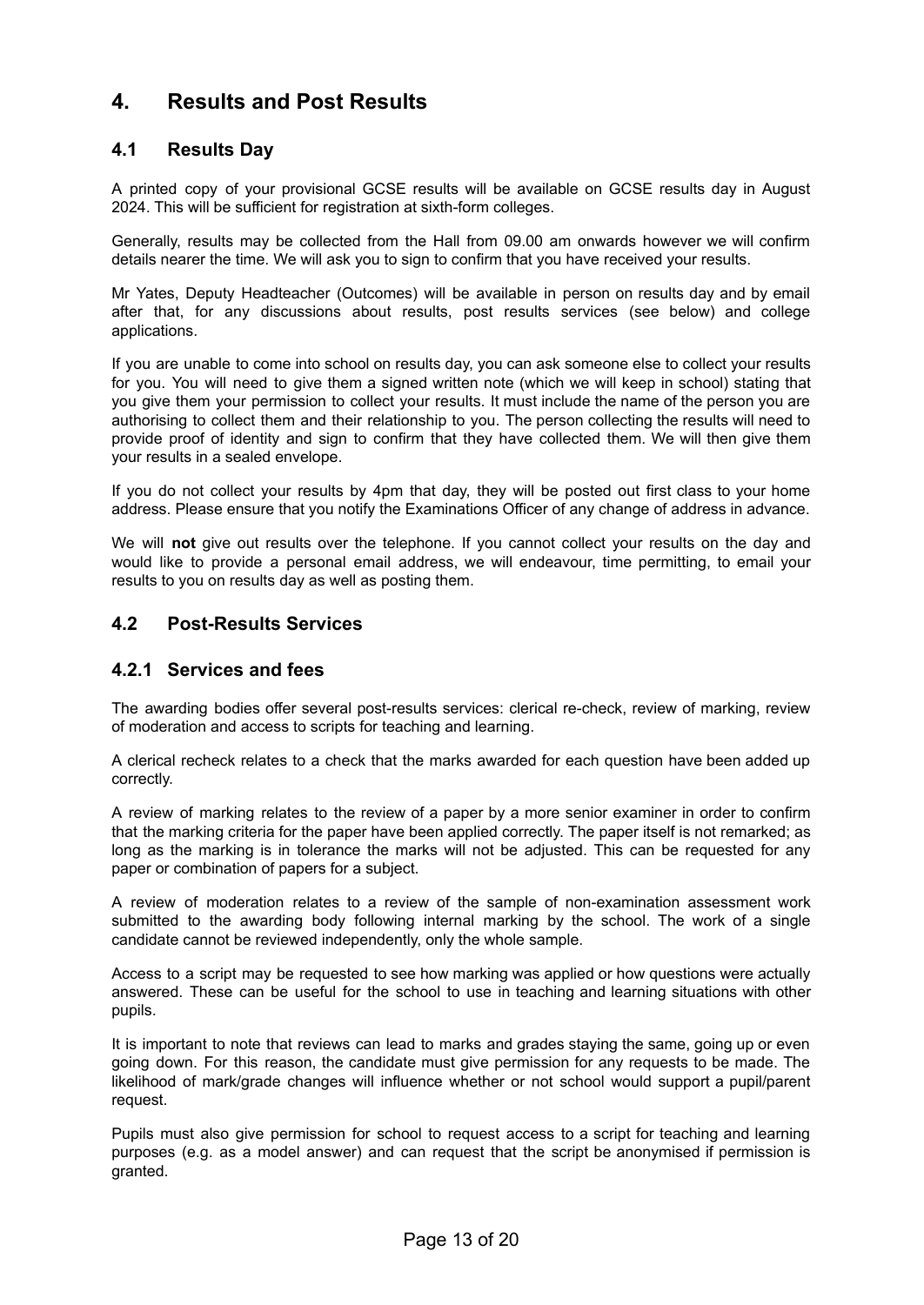## 4. Results and Post Results

### 4.1 Results Day

A printed copy of your provisional GCSE results will be available on GCSE results day in August 2024. This will be sufficient for registration at sixth-form colleges.

Generally, results may be collected from the Hall from 09.00 am onwards however we will confirm details nearer the time. We will ask you to sign to confirm that you have received your results.

Mr Yates, Deputy Headteacher (Outcomes) will be available in person on results day and by email after that, for any discussions about results, post results services (see below) and college applications.

If you are unable to come into school on results day, you can ask someone else to collect your results for you. You will need to give them a signed written note (which we will keep in school) stating that you give them your permission to collect your results. It must include the name of the person you are authorising to collect them and their relationship to you. The person collecting the results will need to provide proof of identity and sign to confirm that they have collected them. We will then give them your results in a sealed envelope.

If you do not collect your results by 4pm that day, they will be posted out first class to your home address. Please ensure that you notify the Examinations Officer of any change of address in advance.

We will **not** give out results over the telephone. If you cannot collect your results on the day and would like to provide a personal email address, we will endeavour, time permitting, to email your results to you on results day as well as posting them.

### 4.2 Post-Results Services

#### 4.2.1 Services and fees

The awarding bodies offer several post-results services: clerical re-check, review of marking, review of moderation and access to scripts for teaching and learning.

A clerical recheck relates to a check that the marks awarded for each question have been added up correctly.

A review of marking relates to the review of a paper by a more senior examiner in order to confirm that the marking criteria for the paper have been applied correctly. The paper itself is not remarked; as long as the marking is in tolerance the marks will not be adjusted. This can be requested for any paper or combination of papers for a subject.

A review of moderation relates to a review of the sample of non-examination assessment work submitted to the awarding body following internal marking by the school. The work of a single candidate cannot be reviewed independently, only the whole sample.

Access to a script may be requested to see how marking was applied or how questions were actually answered. These can be useful for the school to use in teaching and learning situations with other pupils.

It is important to note that reviews can lead to marks and grades staying the same, going up or even going down. For this reason, the candidate must give permission for any requests to be made. The likelihood of mark/grade changes will influence whether or not school would support a pupil/parent request.

Pupils must also give permission for school to request access to a script for teaching and learning purposes (e.g. as a model answer) and can request that the script be anonymised if permission is granted.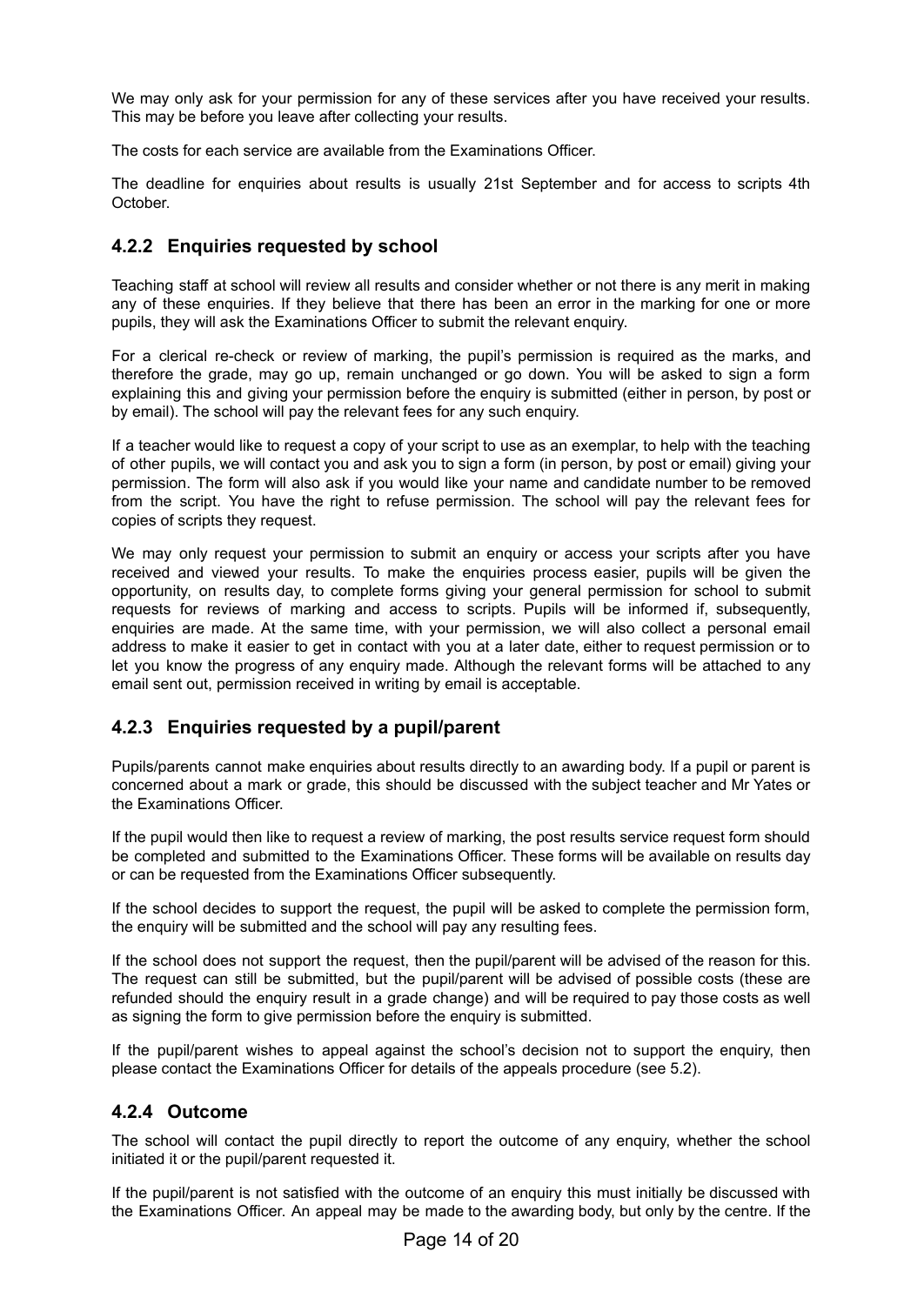We may only ask for your permission for any of these services after you have received your results. This may be before you leave after collecting your results.

The costs for each service are available from the Examinations Officer.

The deadline for enquiries about results is usually 21st September and for access to scripts 4th October.

### 4.2.2 Enquiries requested by school

Teaching staff at school will review all results and consider whether or not there is any merit in making any of these enquiries. If they believe that there has been an error in the marking for one or more pupils, they will ask the Examinations Officer to submit the relevant enquiry.

For a clerical re-check or review of marking, the pupil's permission is required as the marks, and therefore the grade, may go up, remain unchanged or go down. You will be asked to sign a form explaining this and giving your permission before the enquiry is submitted (either in person, by post or by email). The school will pay the relevant fees for any such enquiry.

If a teacher would like to request a copy of your script to use as an exemplar, to help with the teaching of other pupils, we will contact you and ask you to sign a form (in person, by post or email) giving your permission. The form will also ask if you would like your name and candidate number to be removed from the script. You have the right to refuse permission. The school will pay the relevant fees for copies of scripts they request.

We may only request your permission to submit an enquiry or access your scripts after you have received and viewed your results. To make the enquiries process easier, pupils will be given the opportunity, on results day, to complete forms giving your general permission for school to submit requests for reviews of marking and access to scripts. Pupils will be informed if, subsequently, enquiries are made. At the same time, with your permission, we will also collect a personal email address to make it easier to get in contact with you at a later date, either to request permission or to let you know the progress of any enquiry made. Although the relevant forms will be attached to any email sent out, permission received in writing by email is acceptable.

### 4.2.3 Enquiries requested by a pupil/parent

Pupils/parents cannot make enquiries about results directly to an awarding body. If a pupil or parent is concerned about a mark or grade, this should be discussed with the subject teacher and Mr Yates or the Examinations Officer.

If the pupil would then like to request a review of marking, the post results service request form should be completed and submitted to the Examinations Officer. These forms will be available on results day or can be requested from the Examinations Officer subsequently.

If the school decides to support the request, the pupil will be asked to complete the permission form, the enquiry will be submitted and the school will pay any resulting fees.

If the school does not support the request, then the pupil/parent will be advised of the reason for this. The request can still be submitted, but the pupil/parent will be advised of possible costs (these are refunded should the enquiry result in a grade change) and will be required to pay those costs as well as signing the form to give permission before the enquiry is submitted.

If the pupil/parent wishes to appeal against the school's decision not to support the enquiry, then please contact the Examinations Officer for details of the appeals procedure (see 5.2).

### 4.2.4 Outcome

The school will contact the pupil directly to report the outcome of any enquiry, whether the school initiated it or the pupil/parent requested it.

If the pupil/parent is not satisfied with the outcome of an enquiry this must initially be discussed with the Examinations Officer. An appeal may be made to the awarding body, but only by the centre. If the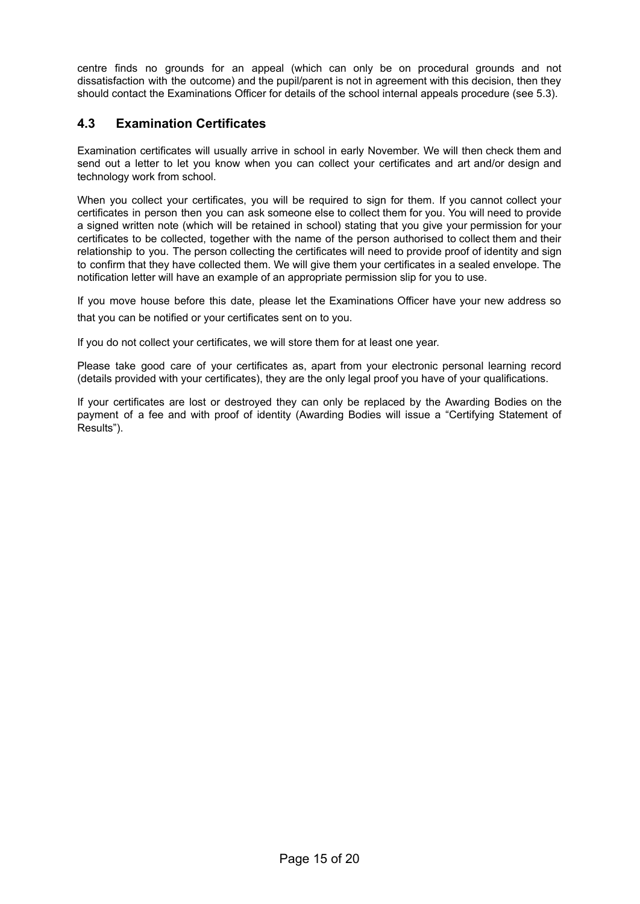centre finds no grounds for an appeal (which can only be on procedural grounds and not dissatisfaction with the outcome) and the pupil/parent is not in agreement with this decision, then they should contact the Examinations Officer for details of the school internal appeals procedure (see 5.3).

## 4.3 Examination Certificates

Examination certificates will usually arrive in school in early November. We will then check them and send out a letter to let you know when you can collect your certificates and art and/or design and technology work from school.

When you collect your certificates, you will be required to sign for them. If you cannot collect your certificates in person then you can ask someone else to collect them for you. You will need to provide a signed written note (which will be retained in school) stating that you give your permission for your certificates to be collected, together with the name of the person authorised to collect them and their relationship to you. The person collecting the certificates will need to provide proof of identity and sign to confirm that they have collected them. We will give them your certificates in a sealed envelope. The notification letter will have an example of an appropriate permission slip for you to use.

If you move house before this date, please let the Examinations Officer have your new address so that you can be notified or your certificates sent on to you.

If you do not collect your certificates, we will store them for at least one year.

Please take good care of your certificates as, apart from your electronic personal learning record (details provided with your certificates), they are the only legal proof you have of your qualifications.

If your certificates are lost or destroyed they can only be replaced by the Awarding Bodies on the payment of a fee and with proof of identity (Awarding Bodies will issue a "Certifying Statement of Results").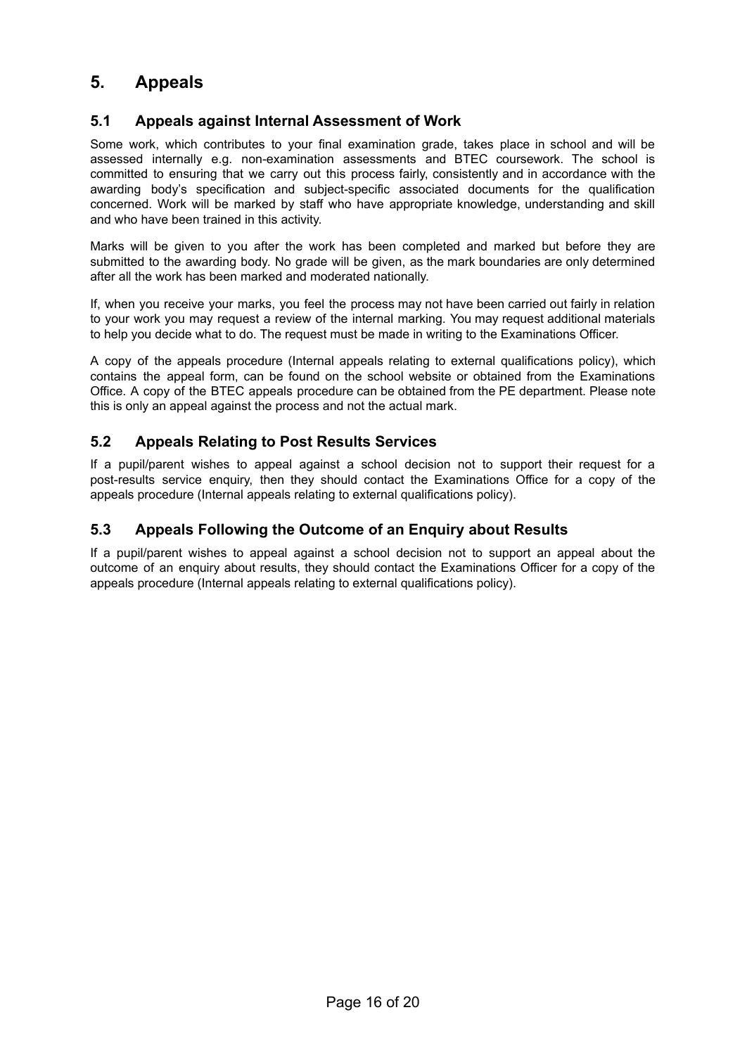# 5. Appeals

## 5.1 Appeals against Internal Assessment of Work

Some work, which contributes to your final examination grade, takes place in school and will be assessed internally e.g. non-examination assessments and BTEC coursework. The school is committed to ensuring that we carry out this process fairly, consistently and in accordance with the awarding body's specification and subject-specific associated documents for the qualification concerned. Work will be marked by staff who have appropriate knowledge, understanding and skill and who have been trained in this activity.

Marks will be given to you after the work has been completed and marked but before they are submitted to the awarding body. No grade will be given, as the mark boundaries are only determined after all the work has been marked and moderated nationally.

If, when you receive your marks, you feel the process may not have been carried out fairly in relation to your work you may request a review of the internal marking. You may request additional materials to help you decide what to do. The request must be made in writing to the Examinations Officer.

A copy of the appeals procedure (Internal appeals relating to external qualifications policy), which contains the appeal form, can be found on the school website or obtained from the Examinations Office. A copy of the BTEC appeals procedure can be obtained from the PE department. Please note this is only an appeal against the process and not the actual mark.

## 5.2 Appeals Relating to Post Results Services

If a pupil/parent wishes to appeal against a school decision not to support their request for a post-results service enquiry, then they should contact the Examinations Office for a copy of the appeals procedure (Internal appeals relating to external qualifications policy).

## 5.3 Appeals Following the Outcome of an Enquiry about Results

If a pupil/parent wishes to appeal against a school decision not to support an appeal about the outcome of an enquiry about results, they should contact the Examinations Officer for a copy of the appeals procedure (Internal appeals relating to external qualifications policy).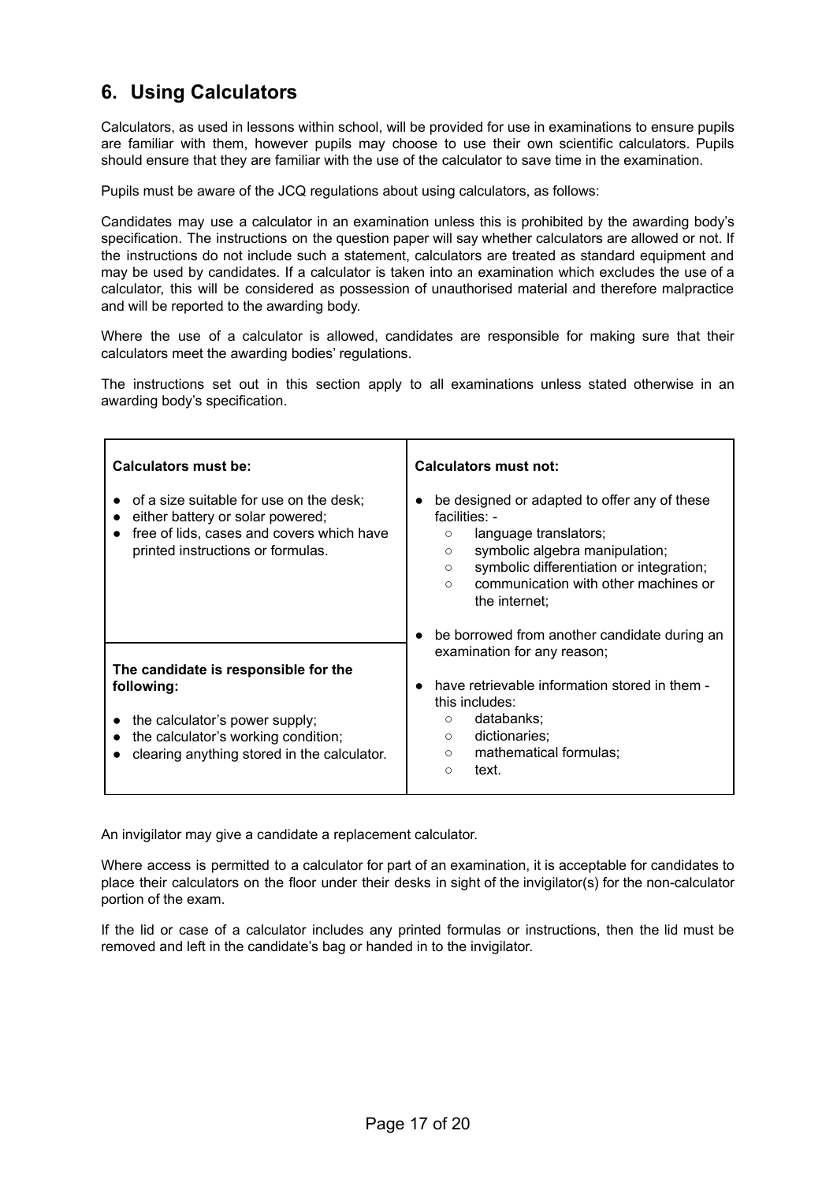## 6. Using Calculators

Calculators, as used in lessons within school, will be provided for use in examinations to ensure pupils are familiar with them, however pupils may choose to use their own scientific calculators. Pupils should ensure that they are familiar with the use of the calculator to save time in the examination.

Pupils must be aware of the JCQ regulations about using calculators, as follows:

Candidates may use a calculator in an examination unless this is prohibited by the awarding body's specification. The instructions on the question paper will say whether calculators are allowed or not. If the instructions do not include such a statement, calculators are treated as standard equipment and may be used by candidates. If a calculator is taken into an examination which excludes the use of a calculator, this will be considered as possession of unauthorised material and therefore malpractice and will be reported to the awarding body.

Where the use of a calculator is allowed, candidates are responsible for making sure that their calculators meet the awarding bodies' regulations.

The instructions set out in this section apply to all examinations unless stated otherwise in an awarding body's specification.

| **Calculators must be:** | **Calculators must not:** |
|---|---|
| • of a size suitable for use on the desk;<br>• either battery or solar powered;<br>• free of lids, cases and covers which have printed instructions or formulas. | • be designed or adapted to offer any of these facilities: -<br>&nbsp;&nbsp;○ language translators;<br>&nbsp;&nbsp;○ symbolic algebra manipulation;<br>&nbsp;&nbsp;○ symbolic differentiation or integration;<br>&nbsp;&nbsp;○ communication with other machines or the internet;<br>• be borrowed from another candidate during an examination for any reason;<br>• have retrievable information stored in them - this includes:<br>&nbsp;&nbsp;○ databanks;<br>&nbsp;&nbsp;○ dictionaries;<br>&nbsp;&nbsp;○ mathematical formulas;<br>&nbsp;&nbsp;○ text. |
| **The candidate is responsible for the following:**<br>• the calculator's power supply;<br>• the calculator's working condition;<br>• clearing anything stored in the calculator. | |

An invigilator may give a candidate a replacement calculator.

Where access is permitted to a calculator for part of an examination, it is acceptable for candidates to place their calculators on the floor under their desks in sight of the invigilator(s) for the non-calculator portion of the exam.

If the lid or case of a calculator includes any printed formulas or instructions, then the lid must be removed and left in the candidate's bag or handed in to the invigilator.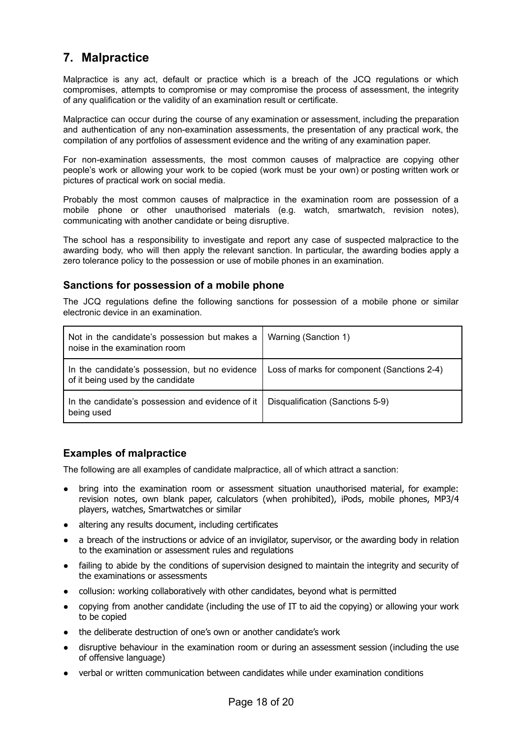## 7. Malpractice

Malpractice is any act, default or practice which is a breach of the JCQ regulations or which compromises, attempts to compromise or may compromise the process of assessment, the integrity of any qualification or the validity of an examination result or certificate.

Malpractice can occur during the course of any examination or assessment, including the preparation and authentication of any non-examination assessments, the presentation of any practical work, the compilation of any portfolios of assessment evidence and the writing of any examination paper.

For non-examination assessments, the most common causes of malpractice are copying other people's work or allowing your work to be copied (work must be your own) or posting written work or pictures of practical work on social media.

Probably the most common causes of malpractice in the examination room are possession of a mobile phone or other unauthorised materials (e.g. watch, smartwatch, revision notes), communicating with another candidate or being disruptive.

The school has a responsibility to investigate and report any case of suspected malpractice to the awarding body, who will then apply the relevant sanction. In particular, the awarding bodies apply a zero tolerance policy to the possession or use of mobile phones in an examination.

### Sanctions for possession of a mobile phone

The JCQ regulations define the following sanctions for possession of a mobile phone or similar electronic device in an examination.

| | |
|---|---|
| Not in the candidate's possession but makes a noise in the examination room | Warning (Sanction 1) |
| In the candidate's possession, but no evidence of it being used by the candidate | Loss of marks for component (Sanctions 2-4) |
| In the candidate's possession and evidence of it being used | Disqualification (Sanctions 5-9) |

### Examples of malpractice

The following are all examples of candidate malpractice, all of which attract a sanction:

- bring into the examination room or assessment situation unauthorised material, for example: revision notes, own blank paper, calculators (when prohibited), iPods, mobile phones, MP3/4 players, watches, Smartwatches or similar
- altering any results document, including certificates
- a breach of the instructions or advice of an invigilator, supervisor, or the awarding body in relation to the examination or assessment rules and regulations
- failing to abide by the conditions of supervision designed to maintain the integrity and security of the examinations or assessments
- collusion: working collaboratively with other candidates, beyond what is permitted
- copying from another candidate (including the use of IT to aid the copying) or allowing your work to be copied
- the deliberate destruction of one's own or another candidate's work
- disruptive behaviour in the examination room or during an assessment session (including the use of offensive language)
- verbal or written communication between candidates while under examination conditions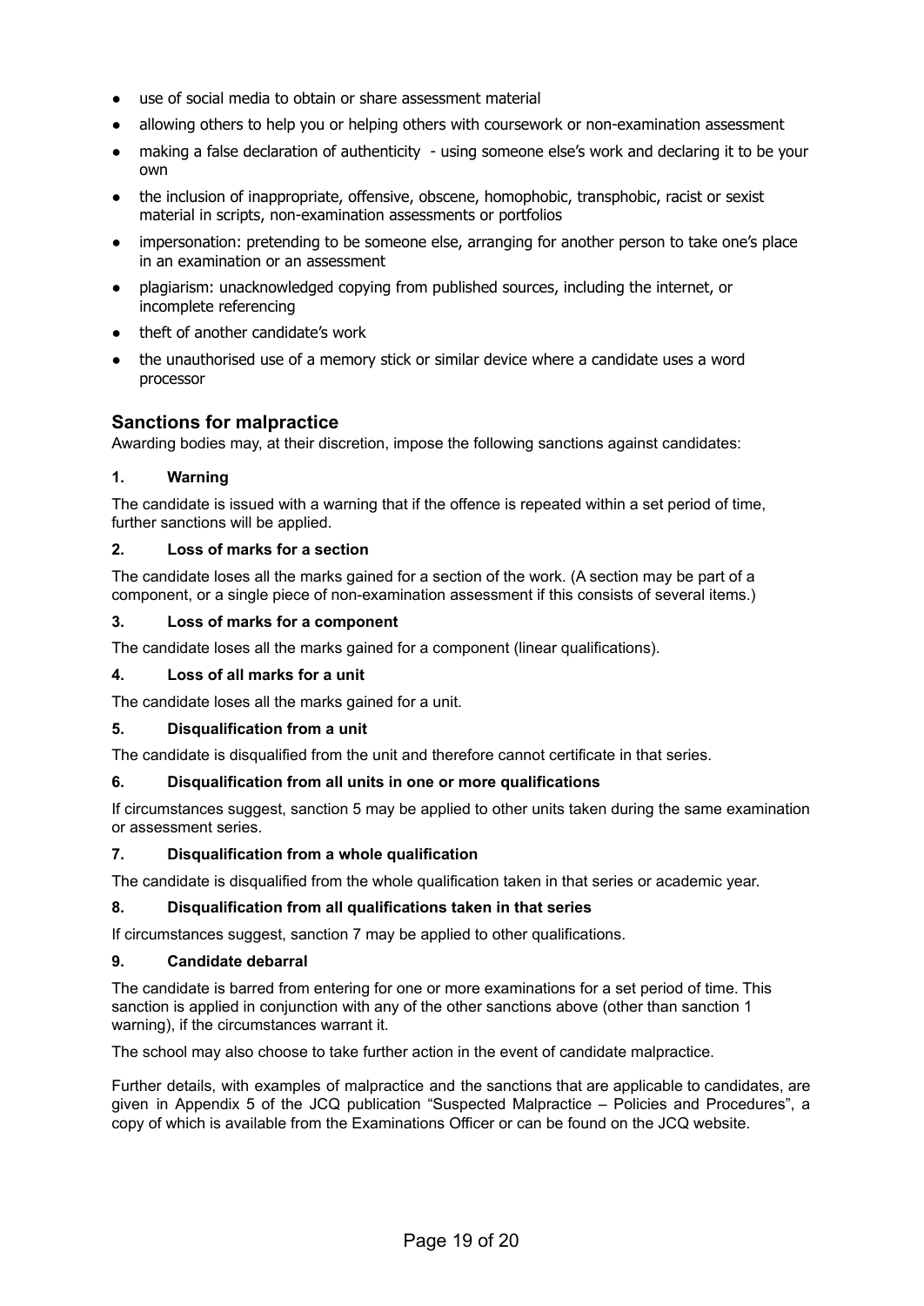- use of social media to obtain or share assessment material
- allowing others to help you or helping others with coursework or non-examination assessment
- making a false declaration of authenticity - using someone else's work and declaring it to be your own
- the inclusion of inappropriate, offensive, obscene, homophobic, transphobic, racist or sexist material in scripts, non-examination assessments or portfolios
- impersonation: pretending to be someone else, arranging for another person to take one's place in an examination or an assessment
- plagiarism: unacknowledged copying from published sources, including the internet, or incomplete referencing
- theft of another candidate's work
- the unauthorised use of a memory stick or similar device where a candidate uses a word processor

## Sanctions for malpractice

Awarding bodies may, at their discretion, impose the following sanctions against candidates:

**1. Warning**

The candidate is issued with a warning that if the offence is repeated within a set period of time, further sanctions will be applied.

**2. Loss of marks for a section**

The candidate loses all the marks gained for a section of the work. (A section may be part of a component, or a single piece of non-examination assessment if this consists of several items.)

**3. Loss of marks for a component**

The candidate loses all the marks gained for a component (linear qualifications).

**4. Loss of all marks for a unit**

The candidate loses all the marks gained for a unit.

**5. Disqualification from a unit**

The candidate is disqualified from the unit and therefore cannot certificate in that series.

**6. Disqualification from all units in one or more qualifications**

If circumstances suggest, sanction 5 may be applied to other units taken during the same examination or assessment series.

**7. Disqualification from a whole qualification**

The candidate is disqualified from the whole qualification taken in that series or academic year.

**8. Disqualification from all qualifications taken in that series**

If circumstances suggest, sanction 7 may be applied to other qualifications.

**9. Candidate debarral**

The candidate is barred from entering for one or more examinations for a set period of time. This sanction is applied in conjunction with any of the other sanctions above (other than sanction 1 warning), if the circumstances warrant it.

The school may also choose to take further action in the event of candidate malpractice.

Further details, with examples of malpractice and the sanctions that are applicable to candidates, are given in Appendix 5 of the JCQ publication "Suspected Malpractice – Policies and Procedures", a copy of which is available from the Examinations Officer or can be found on the JCQ website.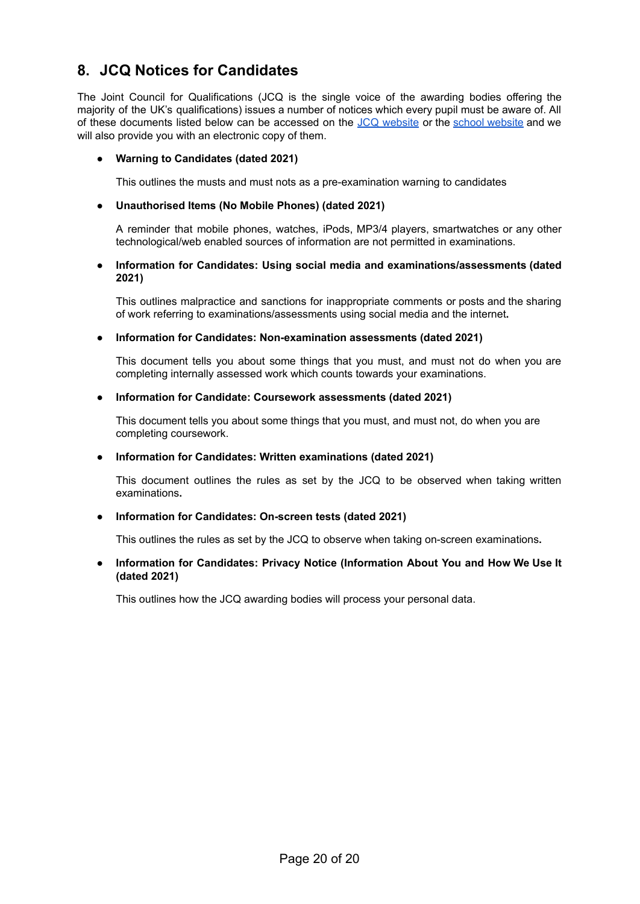## 8. JCQ Notices for Candidates

The Joint Council for Qualifications (JCQ is the single voice of the awarding bodies offering the majority of the UK's qualifications) issues a number of notices which every pupil must be aware of. All of these documents listed below can be accessed on the JCQ website or the school website and we will also provide you with an electronic copy of them.

- **Warning to Candidates (dated 2021)**

  This outlines the musts and must nots as a pre-examination warning to candidates

- **Unauthorised Items (No Mobile Phones) (dated 2021)**

  A reminder that mobile phones, watches, iPods, MP3/4 players, smartwatches or any other technological/web enabled sources of information are not permitted in examinations.

- **Information for Candidates: Using social media and examinations/assessments (dated 2021)**

  This outlines malpractice and sanctions for inappropriate comments or posts and the sharing of work referring to examinations/assessments using social media and the internet.

- **Information for Candidates: Non-examination assessments (dated 2021)**

  This document tells you about some things that you must, and must not do when you are completing internally assessed work which counts towards your examinations.

- **Information for Candidate: Coursework assessments (dated 2021)**

  This document tells you about some things that you must, and must not, do when you are completing coursework.

- **Information for Candidates: Written examinations (dated 2021)**

  This document outlines the rules as set by the JCQ to be observed when taking written examinations.

- **Information for Candidates: On-screen tests (dated 2021)**

  This outlines the rules as set by the JCQ to observe when taking on-screen examinations.

- **Information for Candidates: Privacy Notice (Information About You and How We Use It (dated 2021)**

  This outlines how the JCQ awarding bodies will process your personal data.